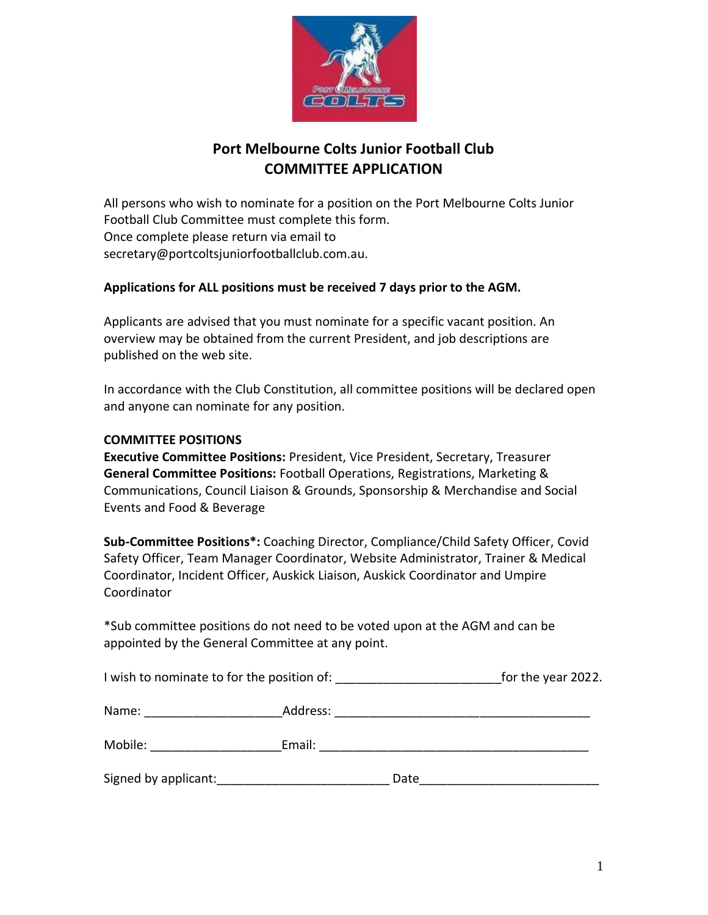# Port Melbourne Colts Junior Football Club
# COMMITTEE APPLICATION

All persons who wish to nominate for a position on the Port Melbourne Colts Junior Football Club Committee must complete this form.
Once complete please return via email to secretary@portcoltsjuniorfootballclub.com.au.

**Applications for ALL positions must be received 7 days prior to the AGM.**

Applicants are advised that you must nominate for a specific vacant position. An overview may be obtained from the current President, and job descriptions are published on the web site.

In accordance with the Club Constitution, all committee positions will be declared open and anyone can nominate for any position.

**COMMITTEE POSITIONS**
**Executive Committee Positions:** President, Vice President, Secretary, Treasurer
**General Committee Positions:** Football Operations, Registrations, Marketing & Communications, Council Liaison & Grounds, Sponsorship & Merchandise and Social Events and Food & Beverage

**Sub-Committee Positions*:** Coaching Director, Compliance/Child Safety Officer, Covid Safety Officer, Team Manager Coordinator, Website Administrator, Trainer & Medical Coordinator, Incident Officer, Auskick Liaison, Auskick Coordinator and Umpire Coordinator

*Sub committee positions do not need to be voted upon at the AGM and can be appointed by the General Committee at any point.

I wish to nominate to for the position of: _______________________for the year 2022.

Name: ___________________Address: ____________________________________

Mobile: ___________________Email: ______________________________________

Signed by applicant:_________________________ Date__________________________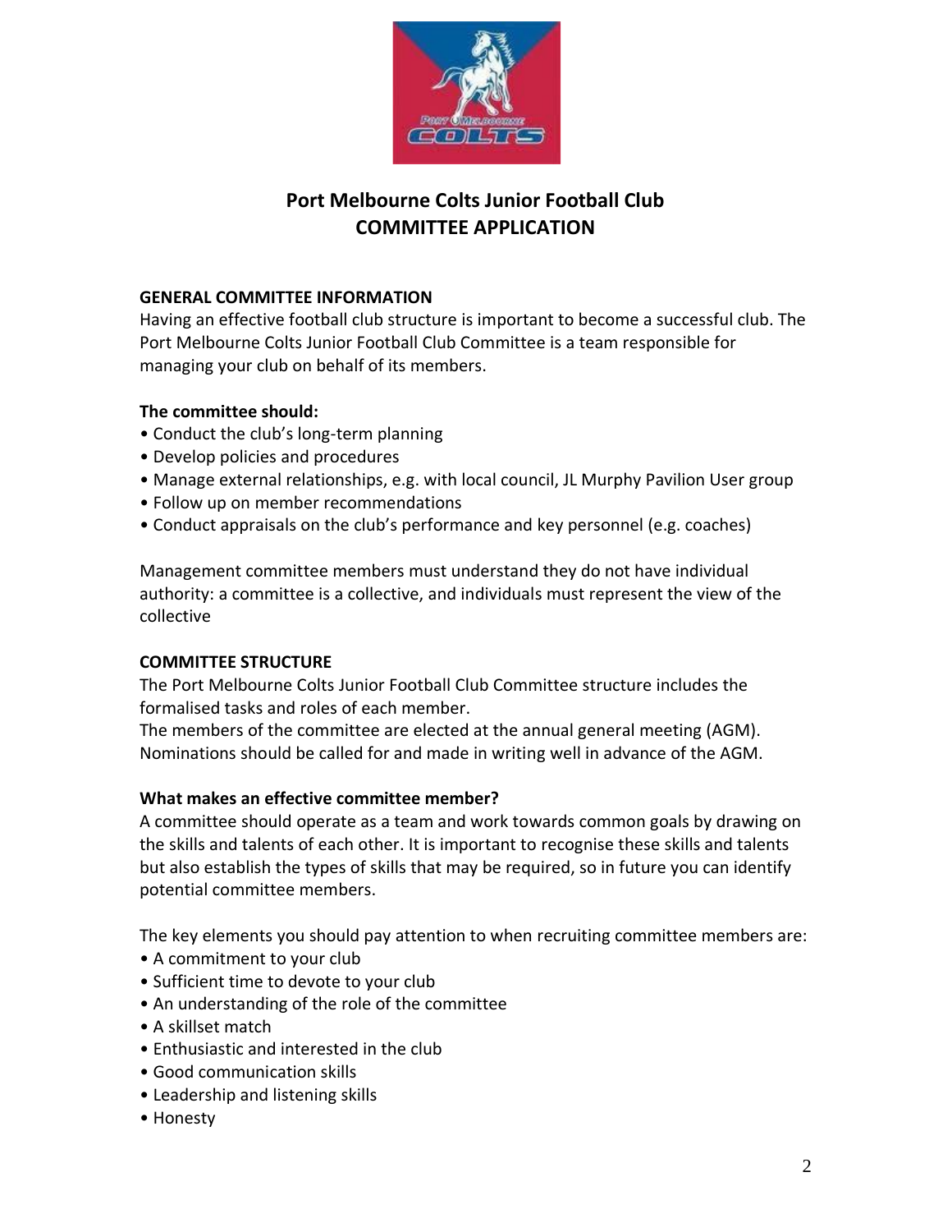# Port Melbourne Colts Junior Football Club
# COMMITTEE APPLICATION

## GENERAL COMMITTEE INFORMATION

Having an effective football club structure is important to become a successful club. The Port Melbourne Colts Junior Football Club Committee is a team responsible for managing your club on behalf of its members.

**The committee should:**

- Conduct the club's long-term planning
- Develop policies and procedures
- Manage external relationships, e.g. with local council, JL Murphy Pavilion User group
- Follow up on member recommendations
- Conduct appraisals on the club's performance and key personnel (e.g. coaches)

Management committee members must understand they do not have individual authority: a committee is a collective, and individuals must represent the view of the collective

## COMMITTEE STRUCTURE

The Port Melbourne Colts Junior Football Club Committee structure includes the formalised tasks and roles of each member.
The members of the committee are elected at the annual general meeting (AGM). Nominations should be called for and made in writing well in advance of the AGM.

**What makes an effective committee member?**

A committee should operate as a team and work towards common goals by drawing on the skills and talents of each other. It is important to recognise these skills and talents but also establish the types of skills that may be required, so in future you can identify potential committee members.

The key elements you should pay attention to when recruiting committee members are:

- A commitment to your club
- Sufficient time to devote to your club
- An understanding of the role of the committee
- A skillset match
- Enthusiastic and interested in the club
- Good communication skills
- Leadership and listening skills
- Honesty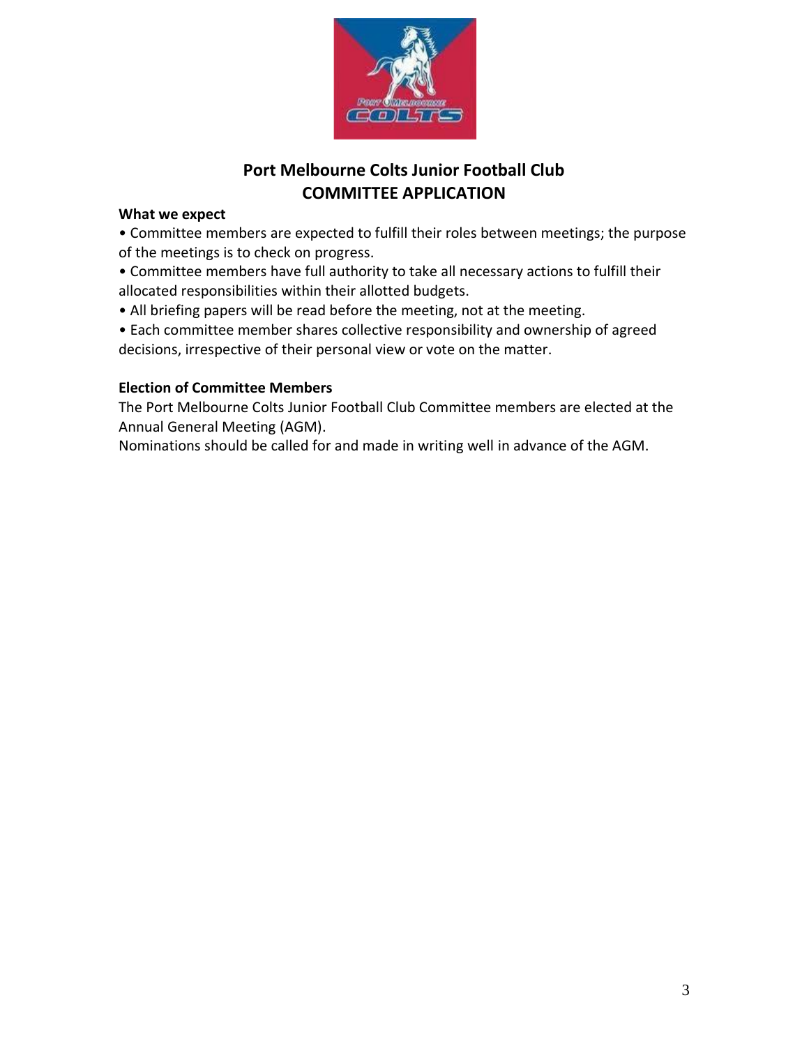# Port Melbourne Colts Junior Football Club
# COMMITTEE APPLICATION

**What we expect**

- Committee members are expected to fulfill their roles between meetings; the purpose of the meetings is to check on progress.
- Committee members have full authority to take all necessary actions to fulfill their allocated responsibilities within their allotted budgets.
- All briefing papers will be read before the meeting, not at the meeting.
- Each committee member shares collective responsibility and ownership of agreed decisions, irrespective of their personal view or vote on the matter.

**Election of Committee Members**

The Port Melbourne Colts Junior Football Club Committee members are elected at the Annual General Meeting (AGM).

Nominations should be called for and made in writing well in advance of the AGM.